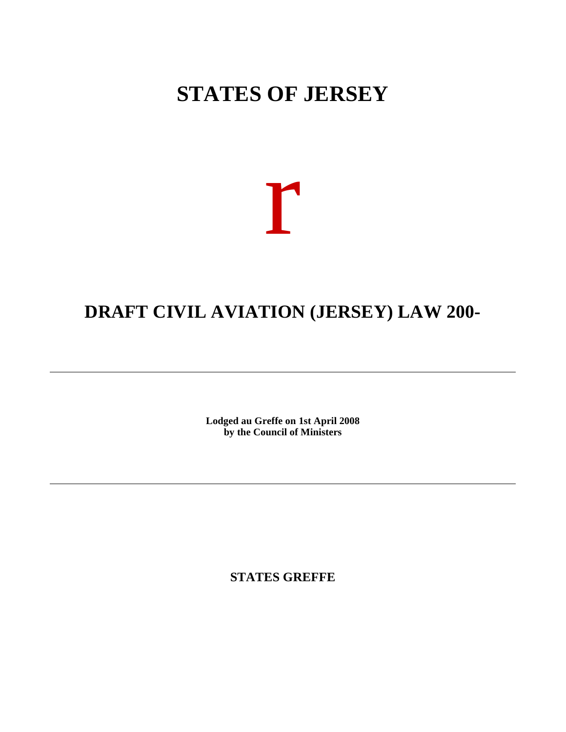# STATES OF JERSEY

r

## DRAFT CIVIL AVIATION (JERSEY) LAW 200-

---

**Lodged au Greffe on 1st April 2008**
**by the Council of Ministers**

---

**STATES GREFFE**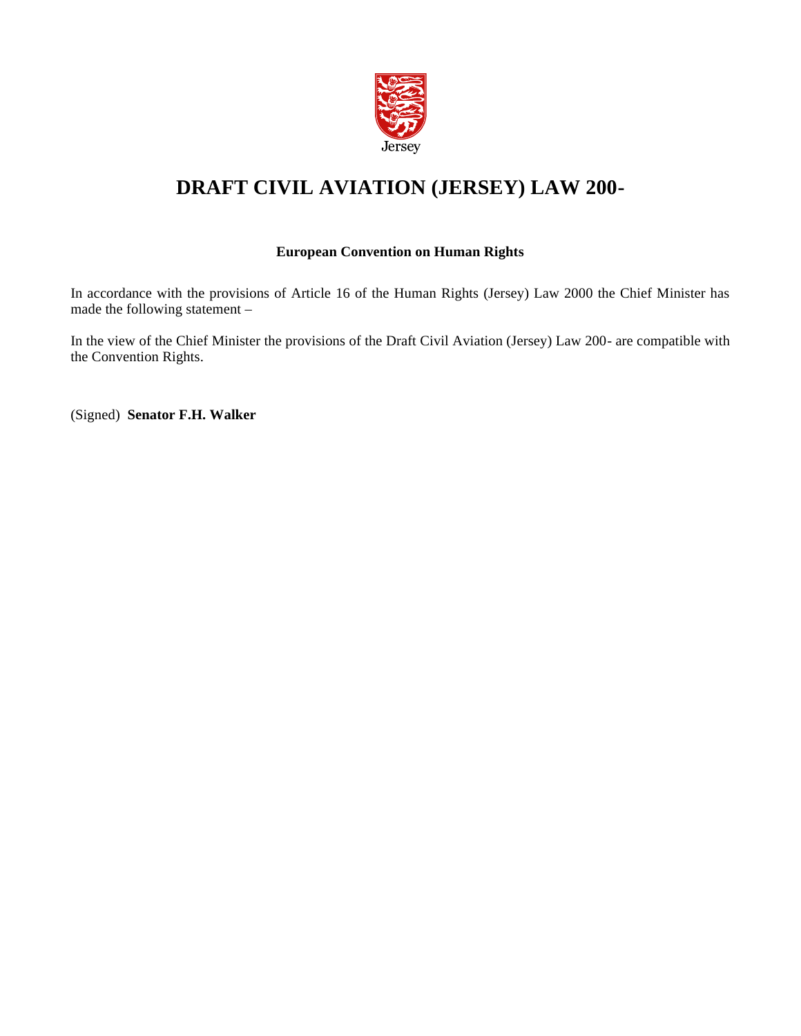Jersey

# DRAFT CIVIL AVIATION (JERSEY) LAW 200-

**European Convention on Human Rights**

In accordance with the provisions of Article 16 of the Human Rights (Jersey) Law 2000 the Chief Minister has made the following statement –

In the view of the Chief Minister the provisions of the Draft Civil Aviation (Jersey) Law 200- are compatible with the Convention Rights.

(Signed) **Senator F.H. Walker**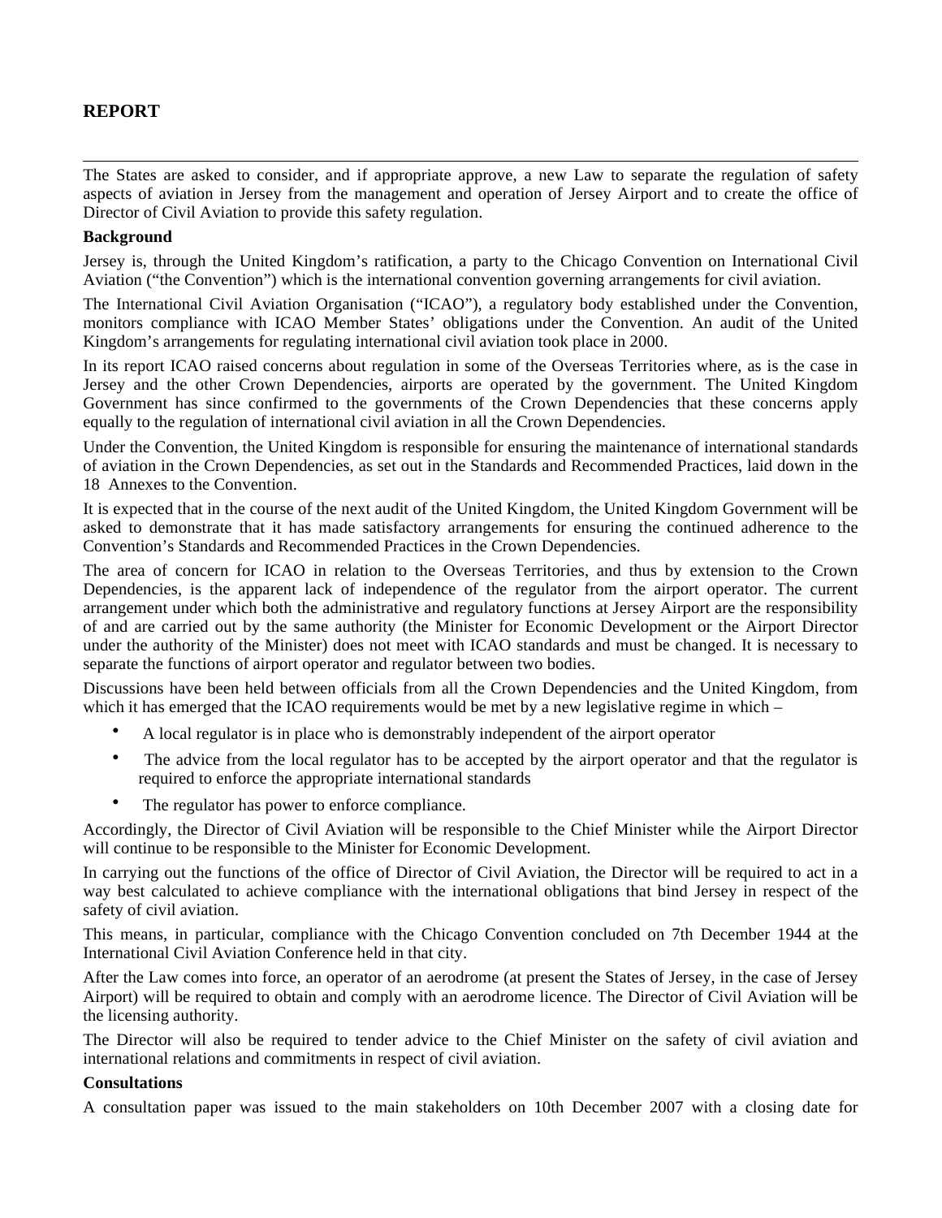## REPORT

---

The States are asked to consider, and if appropriate approve, a new Law to separate the regulation of safety aspects of aviation in Jersey from the management and operation of Jersey Airport and to create the office of Director of Civil Aviation to provide this safety regulation.

**Background**

Jersey is, through the United Kingdom's ratification, a party to the Chicago Convention on International Civil Aviation ("the Convention") which is the international convention governing arrangements for civil aviation.

The International Civil Aviation Organisation ("ICAO"), a regulatory body established under the Convention, monitors compliance with ICAO Member States' obligations under the Convention. An audit of the United Kingdom's arrangements for regulating international civil aviation took place in 2000.

In its report ICAO raised concerns about regulation in some of the Overseas Territories where, as is the case in Jersey and the other Crown Dependencies, airports are operated by the government. The United Kingdom Government has since confirmed to the governments of the Crown Dependencies that these concerns apply equally to the regulation of international civil aviation in all the Crown Dependencies.

Under the Convention, the United Kingdom is responsible for ensuring the maintenance of international standards of aviation in the Crown Dependencies, as set out in the Standards and Recommended Practices, laid down in the 18 Annexes to the Convention.

It is expected that in the course of the next audit of the United Kingdom, the United Kingdom Government will be asked to demonstrate that it has made satisfactory arrangements for ensuring the continued adherence to the Convention's Standards and Recommended Practices in the Crown Dependencies.

The area of concern for ICAO in relation to the Overseas Territories, and thus by extension to the Crown Dependencies, is the apparent lack of independence of the regulator from the airport operator. The current arrangement under which both the administrative and regulatory functions at Jersey Airport are the responsibility of and are carried out by the same authority (the Minister for Economic Development or the Airport Director under the authority of the Minister) does not meet with ICAO standards and must be changed. It is necessary to separate the functions of airport operator and regulator between two bodies.

Discussions have been held between officials from all the Crown Dependencies and the United Kingdom, from which it has emerged that the ICAO requirements would be met by a new legislative regime in which –

- A local regulator is in place who is demonstrably independent of the airport operator
- The advice from the local regulator has to be accepted by the airport operator and that the regulator is required to enforce the appropriate international standards
- The regulator has power to enforce compliance.

Accordingly, the Director of Civil Aviation will be responsible to the Chief Minister while the Airport Director will continue to be responsible to the Minister for Economic Development.

In carrying out the functions of the office of Director of Civil Aviation, the Director will be required to act in a way best calculated to achieve compliance with the international obligations that bind Jersey in respect of the safety of civil aviation.

This means, in particular, compliance with the Chicago Convention concluded on 7th December 1944 at the International Civil Aviation Conference held in that city.

After the Law comes into force, an operator of an aerodrome (at present the States of Jersey, in the case of Jersey Airport) will be required to obtain and comply with an aerodrome licence. The Director of Civil Aviation will be the licensing authority.

The Director will also be required to tender advice to the Chief Minister on the safety of civil aviation and international relations and commitments in respect of civil aviation.

**Consultations**

A consultation paper was issued to the main stakeholders on 10th December 2007 with a closing date for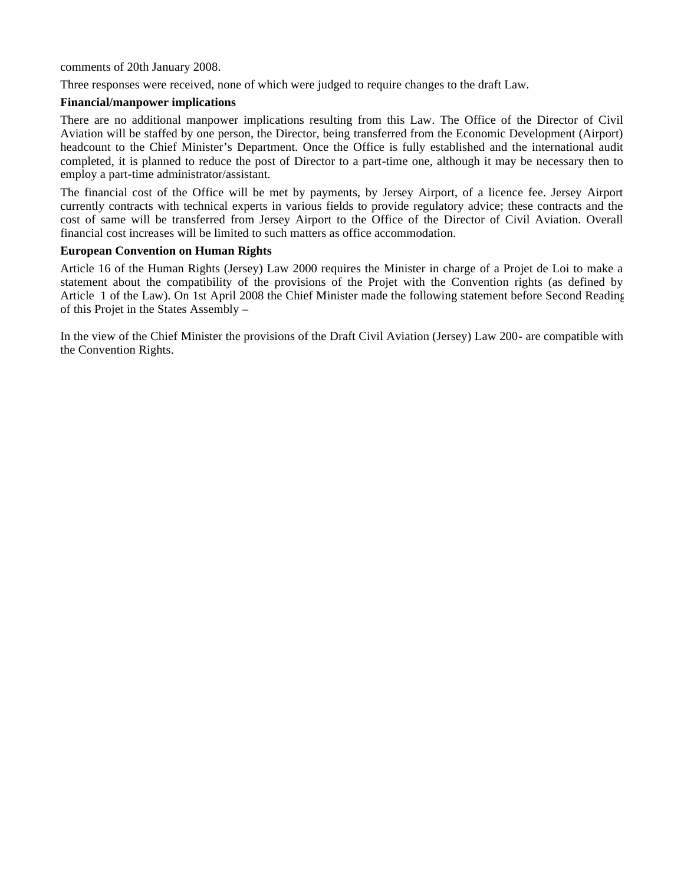comments of 20th January 2008.

Three responses were received, none of which were judged to require changes to the draft Law.

**Financial/manpower implications**

There are no additional manpower implications resulting from this Law. The Office of the Director of Civil Aviation will be staffed by one person, the Director, being transferred from the Economic Development (Airport) headcount to the Chief Minister's Department. Once the Office is fully established and the international audit completed, it is planned to reduce the post of Director to a part-time one, although it may be necessary then to employ a part-time administrator/assistant.

The financial cost of the Office will be met by payments, by Jersey Airport, of a licence fee. Jersey Airport currently contracts with technical experts in various fields to provide regulatory advice; these contracts and the cost of same will be transferred from Jersey Airport to the Office of the Director of Civil Aviation. Overall financial cost increases will be limited to such matters as office accommodation.

**European Convention on Human Rights**

Article 16 of the Human Rights (Jersey) Law 2000 requires the Minister in charge of a Projet de Loi to make a statement about the compatibility of the provisions of the Projet with the Convention rights (as defined by Article 1 of the Law). On 1st April 2008 the Chief Minister made the following statement before Second Reading of this Projet in the States Assembly –

In the view of the Chief Minister the provisions of the Draft Civil Aviation (Jersey) Law 200- are compatible with the Convention Rights.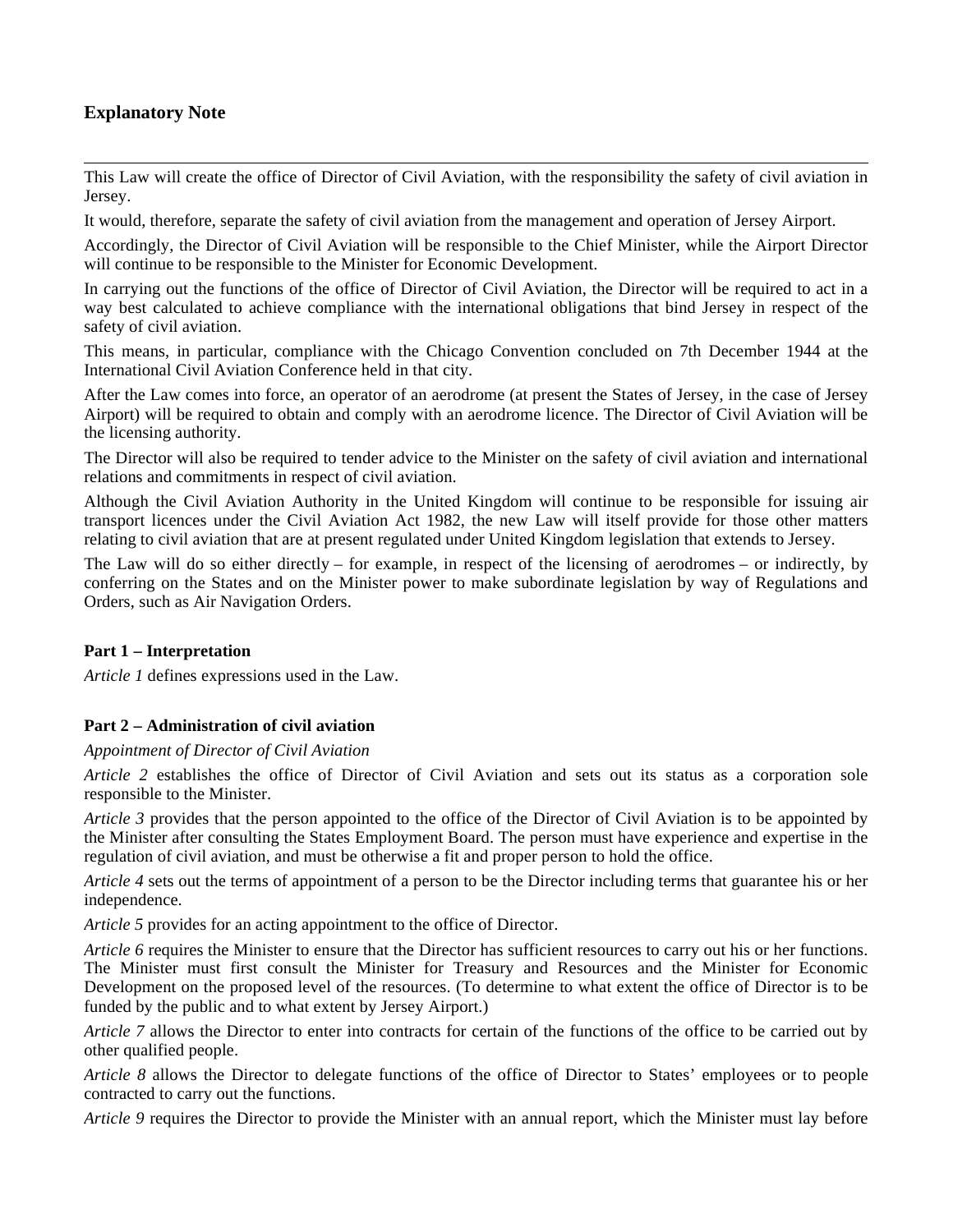## Explanatory Note

---

This Law will create the office of Director of Civil Aviation, with the responsibility the safety of civil aviation in Jersey.

It would, therefore, separate the safety of civil aviation from the management and operation of Jersey Airport.

Accordingly, the Director of Civil Aviation will be responsible to the Chief Minister, while the Airport Director will continue to be responsible to the Minister for Economic Development.

In carrying out the functions of the office of Director of Civil Aviation, the Director will be required to act in a way best calculated to achieve compliance with the international obligations that bind Jersey in respect of the safety of civil aviation.

This means, in particular, compliance with the Chicago Convention concluded on 7th December 1944 at the International Civil Aviation Conference held in that city.

After the Law comes into force, an operator of an aerodrome (at present the States of Jersey, in the case of Jersey Airport) will be required to obtain and comply with an aerodrome licence. The Director of Civil Aviation will be the licensing authority.

The Director will also be required to tender advice to the Minister on the safety of civil aviation and international relations and commitments in respect of civil aviation.

Although the Civil Aviation Authority in the United Kingdom will continue to be responsible for issuing air transport licences under the Civil Aviation Act 1982, the new Law will itself provide for those other matters relating to civil aviation that are at present regulated under United Kingdom legislation that extends to Jersey.

The Law will do so either directly – for example, in respect of the licensing of aerodromes – or indirectly, by conferring on the States and on the Minister power to make subordinate legislation by way of Regulations and Orders, such as Air Navigation Orders.

### Part 1 – Interpretation

*Article 1* defines expressions used in the Law.

### Part 2 – Administration of civil aviation

*Appointment of Director of Civil Aviation*

*Article 2* establishes the office of Director of Civil Aviation and sets out its status as a corporation sole responsible to the Minister.

*Article 3* provides that the person appointed to the office of the Director of Civil Aviation is to be appointed by the Minister after consulting the States Employment Board. The person must have experience and expertise in the regulation of civil aviation, and must be otherwise a fit and proper person to hold the office.

*Article 4* sets out the terms of appointment of a person to be the Director including terms that guarantee his or her independence.

*Article 5* provides for an acting appointment to the office of Director.

*Article 6* requires the Minister to ensure that the Director has sufficient resources to carry out his or her functions. The Minister must first consult the Minister for Treasury and Resources and the Minister for Economic Development on the proposed level of the resources. (To determine to what extent the office of Director is to be funded by the public and to what extent by Jersey Airport.)

*Article 7* allows the Director to enter into contracts for certain of the functions of the office to be carried out by other qualified people.

*Article 8* allows the Director to delegate functions of the office of Director to States' employees or to people contracted to carry out the functions.

*Article 9* requires the Director to provide the Minister with an annual report, which the Minister must lay before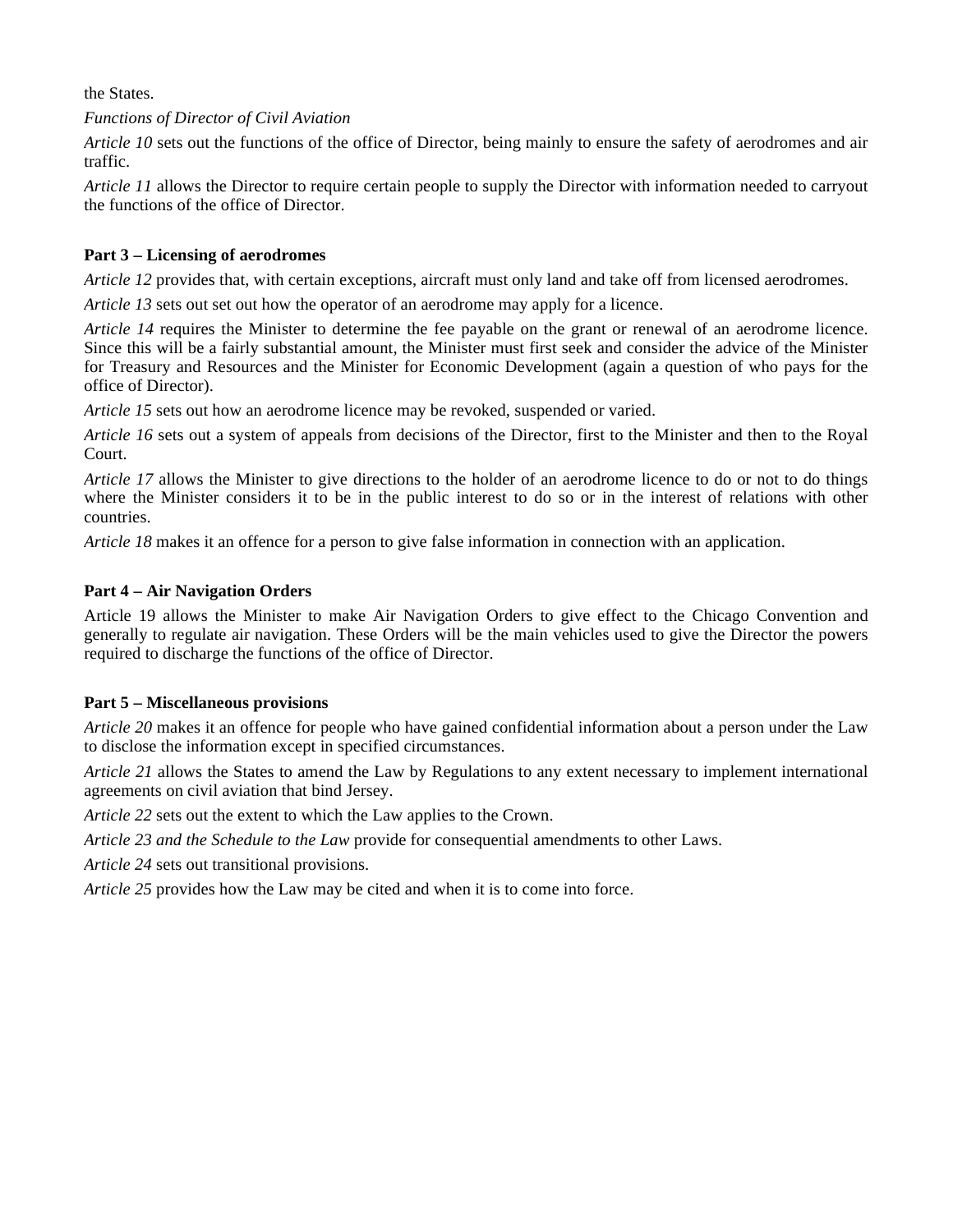the States.

*Functions of Director of Civil Aviation*

*Article 10* sets out the functions of the office of Director, being mainly to ensure the safety of aerodromes and air traffic.

*Article 11* allows the Director to require certain people to supply the Director with information needed to carryout the functions of the office of Director.

**Part 3 – Licensing of aerodromes**

*Article 12* provides that, with certain exceptions, aircraft must only land and take off from licensed aerodromes.

*Article 13* sets out set out how the operator of an aerodrome may apply for a licence.

*Article 14* requires the Minister to determine the fee payable on the grant or renewal of an aerodrome licence. Since this will be a fairly substantial amount, the Minister must first seek and consider the advice of the Minister for Treasury and Resources and the Minister for Economic Development (again a question of who pays for the office of Director).

*Article 15* sets out how an aerodrome licence may be revoked, suspended or varied.

*Article 16* sets out a system of appeals from decisions of the Director, first to the Minister and then to the Royal Court.

*Article 17* allows the Minister to give directions to the holder of an aerodrome licence to do or not to do things where the Minister considers it to be in the public interest to do so or in the interest of relations with other countries.

*Article 18* makes it an offence for a person to give false information in connection with an application.

**Part 4 – Air Navigation Orders**

Article 19 allows the Minister to make Air Navigation Orders to give effect to the Chicago Convention and generally to regulate air navigation. These Orders will be the main vehicles used to give the Director the powers required to discharge the functions of the office of Director.

**Part 5 – Miscellaneous provisions**

*Article 20* makes it an offence for people who have gained confidential information about a person under the Law to disclose the information except in specified circumstances.

*Article 21* allows the States to amend the Law by Regulations to any extent necessary to implement international agreements on civil aviation that bind Jersey.

*Article 22* sets out the extent to which the Law applies to the Crown.

*Article 23 and the Schedule to the Law* provide for consequential amendments to other Laws.

*Article 24* sets out transitional provisions.

*Article 25* provides how the Law may be cited and when it is to come into force.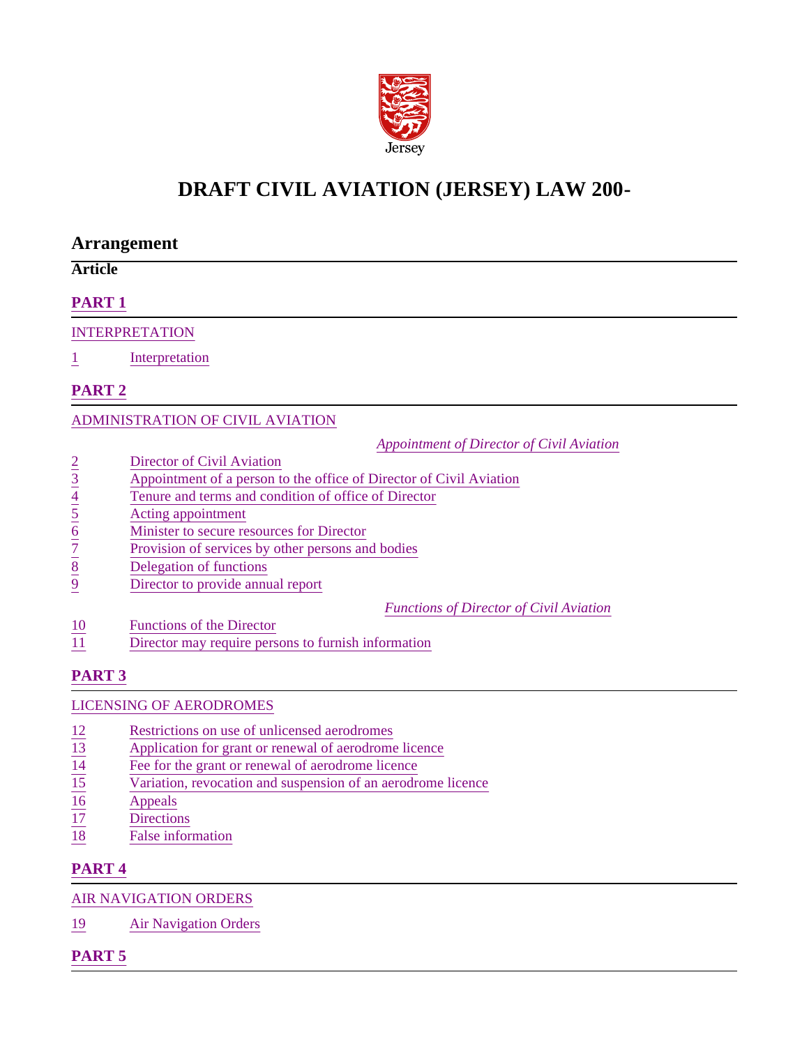Jersey

# DRAFT CIVIL AVIATION (JERSEY) LAW 200-

## Arrangement

**Article**

### PART 1

INTERPRETATION

1 Interpretation

### PART 2

ADMINISTRATION OF CIVIL AVIATION

*Appointment of Director of Civil Aviation*

2 Director of Civil Aviation
3 Appointment of a person to the office of Director of Civil Aviation
4 Tenure and terms and condition of office of Director
5 Acting appointment
6 Minister to secure resources for Director
7 Provision of services by other persons and bodies
8 Delegation of functions
9 Director to provide annual report

*Functions of Director of Civil Aviation*

10 Functions of the Director
11 Director may require persons to furnish information

### PART 3

LICENSING OF AERODROMES

12 Restrictions on use of unlicensed aerodromes
13 Application for grant or renewal of aerodrome licence
14 Fee for the grant or renewal of aerodrome licence
15 Variation, revocation and suspension of an aerodrome licence
16 Appeals
17 Directions
18 False information

### PART 4

AIR NAVIGATION ORDERS

19 Air Navigation Orders

### PART 5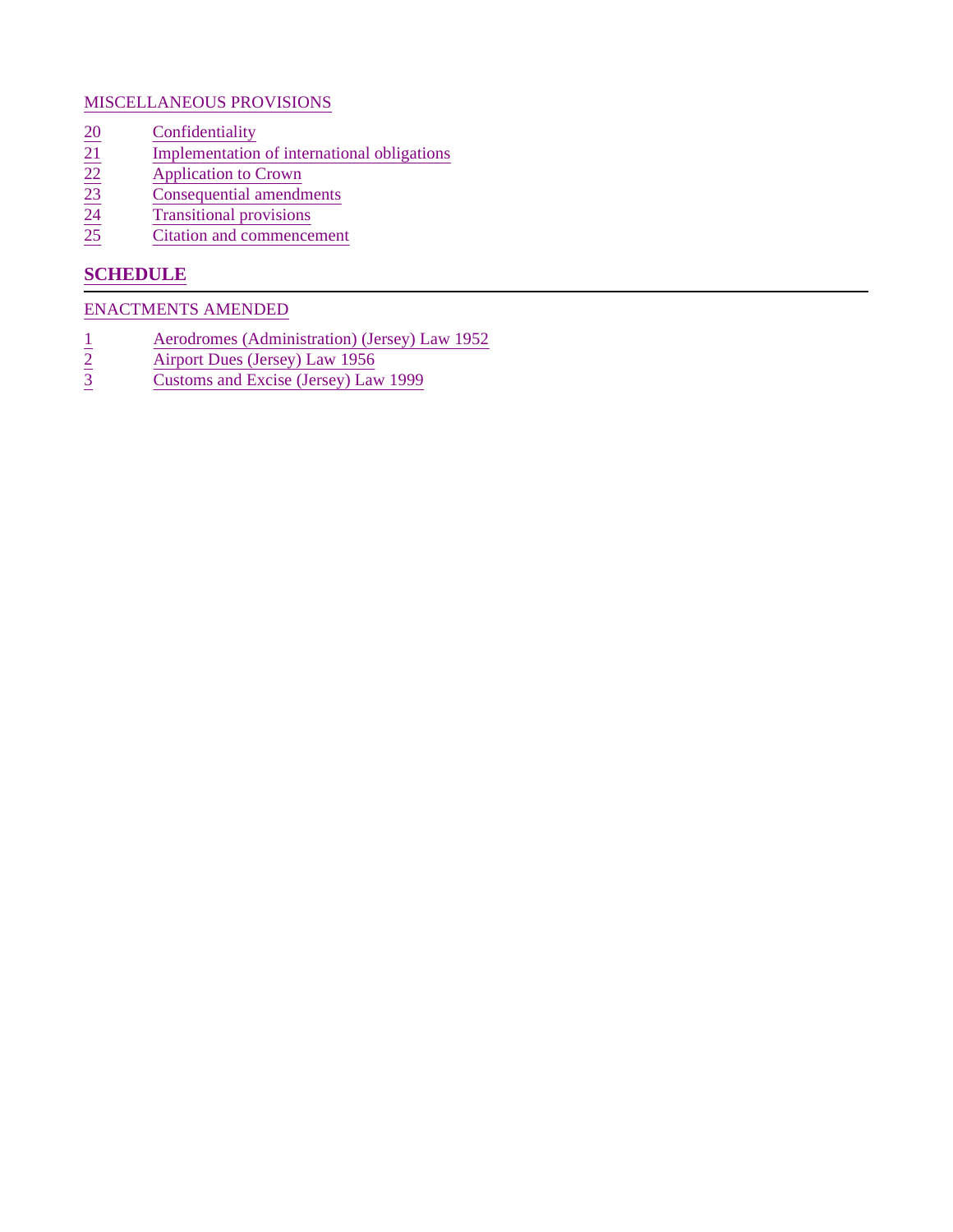MISCELLANEOUS PROVISIONS

20 Confidentiality
21 Implementation of international obligations
22 Application to Crown
23 Consequential amendments
24 Transitional provisions
25 Citation and commencement

## SCHEDULE

ENACTMENTS AMENDED

1 Aerodromes (Administration) (Jersey) Law 1952
2 Airport Dues (Jersey) Law 1956
3 Customs and Excise (Jersey) Law 1999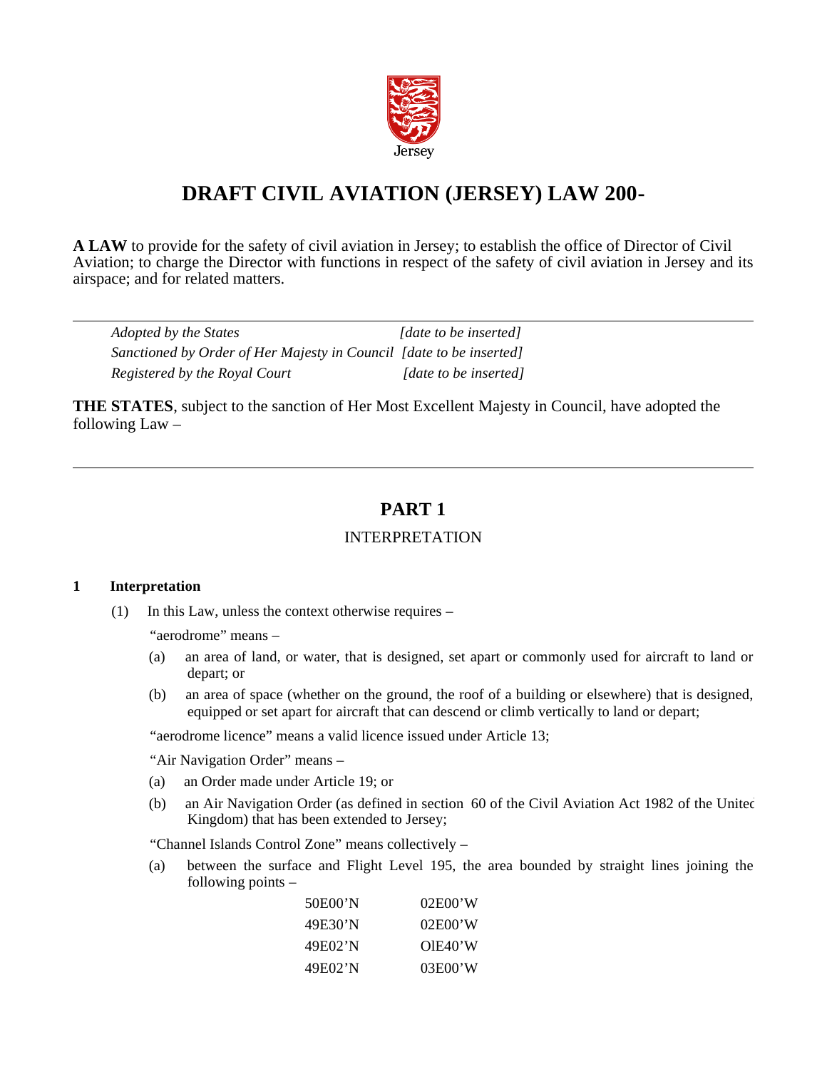# DRAFT CIVIL AVIATION (JERSEY) LAW 200-

**A LAW** to provide for the safety of civil aviation in Jersey; to establish the office of Director of Civil Aviation; to charge the Director with functions in respect of the safety of civil aviation in Jersey and its airspace; and for related matters.

---

| | |
|---|---|
| *Adopted by the States* | *[date to be inserted]* |
| *Sanctioned by Order of Her Majesty in Council* | *[date to be inserted]* |
| *Registered by the Royal Court* | *[date to be inserted]* |

**THE STATES**, subject to the sanction of Her Most Excellent Majesty in Council, have adopted the following Law –

---

## PART 1

### INTERPRETATION

**1 Interpretation**

(1) In this Law, unless the context otherwise requires –

"aerodrome" means –

(a) an area of land, or water, that is designed, set apart or commonly used for aircraft to land or depart; or

(b) an area of space (whether on the ground, the roof of a building or elsewhere) that is designed, equipped or set apart for aircraft that can descend or climb vertically to land or depart;

"aerodrome licence" means a valid licence issued under Article 13;

"Air Navigation Order" means –

(a) an Order made under Article 19; or

(b) an Air Navigation Order (as defined in section 60 of the Civil Aviation Act 1982 of the United Kingdom) that has been extended to Jersey;

"Channel Islands Control Zone" means collectively –

(a) between the surface and Flight Level 195, the area bounded by straight lines joining the following points –

| | |
|---|---|
| 50E00'N | 02E00'W |
| 49E30'N | 02E00'W |
| 49E02'N | OlE40'W |
| 49E02'N | 03E00'W |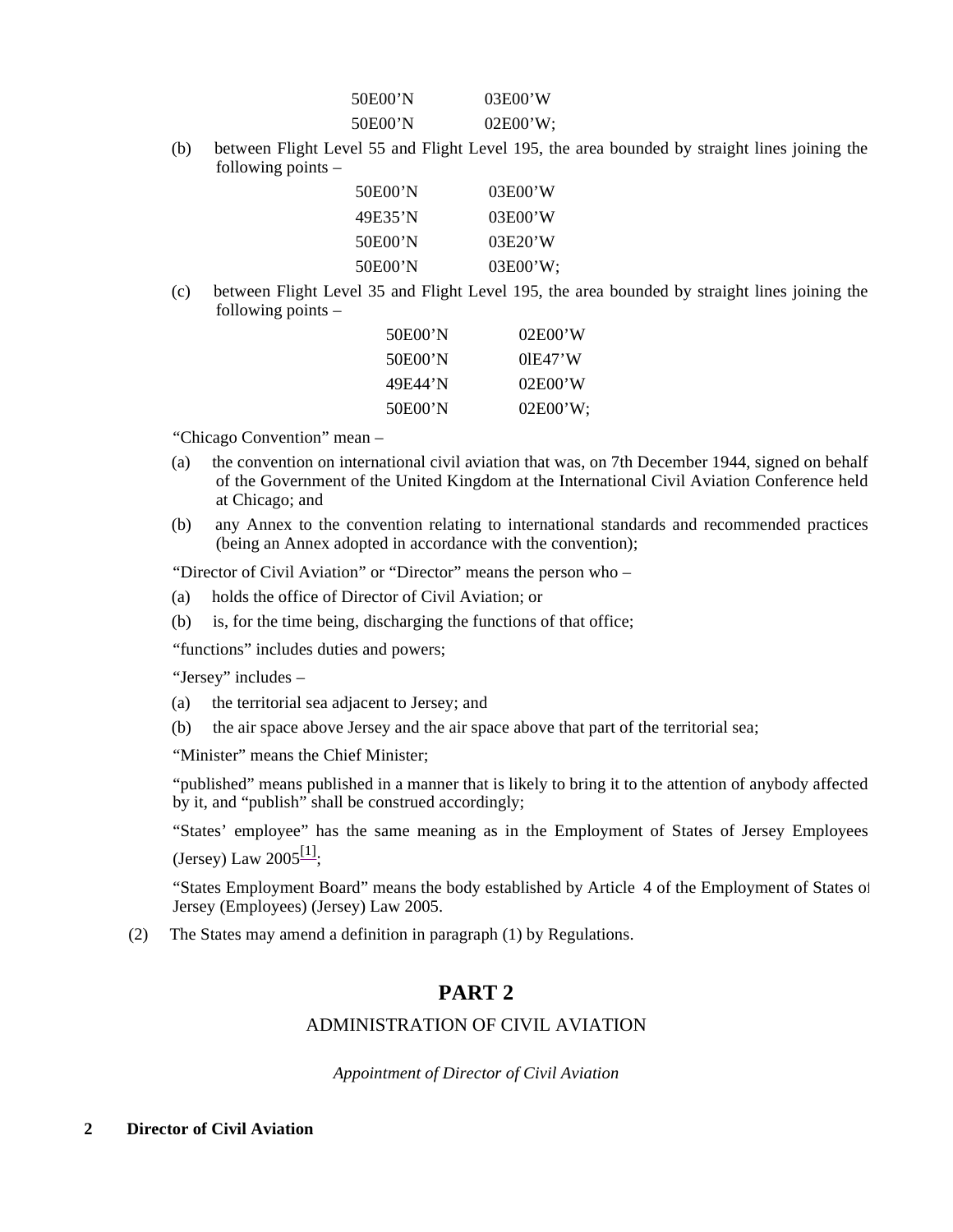| | |
|---|---|
| 50E00'N | 03E00'W |
| 50E00'N | 02E00'W; |

(b) between Flight Level 55 and Flight Level 195, the area bounded by straight lines joining the following points –

| | |
|---|---|
| 50E00'N | 03E00'W |
| 49E35'N | 03E00'W |
| 50E00'N | 03E20'W |
| 50E00'N | 03E00'W; |

(c) between Flight Level 35 and Flight Level 195, the area bounded by straight lines joining the following points –

| | |
|---|---|
| 50E00'N | 02E00'W |
| 50E00'N | 0lE47'W |
| 49E44'N | 02E00'W |
| 50E00'N | 02E00'W; |

"Chicago Convention" mean –

(a) the convention on international civil aviation that was, on 7th December 1944, signed on behalf of the Government of the United Kingdom at the International Civil Aviation Conference held at Chicago; and

(b) any Annex to the convention relating to international standards and recommended practices (being an Annex adopted in accordance with the convention);

"Director of Civil Aviation" or "Director" means the person who –

(a) holds the office of Director of Civil Aviation; or

(b) is, for the time being, discharging the functions of that office;

"functions" includes duties and powers;

"Jersey" includes –

(a) the territorial sea adjacent to Jersey; and

(b) the air space above Jersey and the air space above that part of the territorial sea;

"Minister" means the Chief Minister;

"published" means published in a manner that is likely to bring it to the attention of anybody affected by it, and "publish" shall be construed accordingly;

"States' employee" has the same meaning as in the Employment of States of Jersey Employees (Jersey) Law 2005[1];

"States Employment Board" means the body established by Article 4 of the Employment of States of Jersey (Employees) (Jersey) Law 2005.

(2) The States may amend a definition in paragraph (1) by Regulations.

# PART 2

## ADMINISTRATION OF CIVIL AVIATION

*Appointment of Director of Civil Aviation*

### 2 Director of Civil Aviation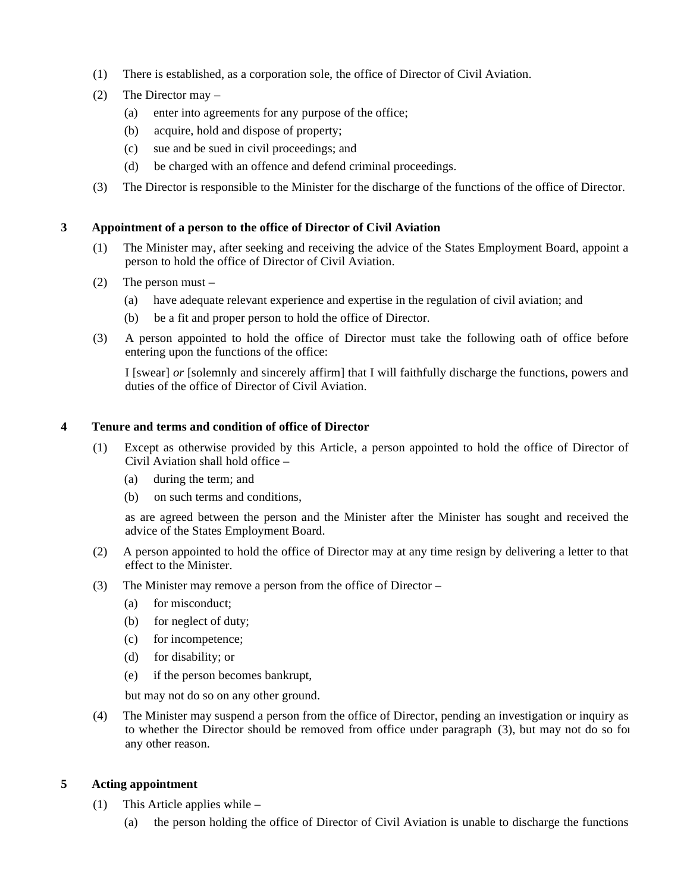(1) There is established, as a corporation sole, the office of Director of Civil Aviation.

(2) The Director may –

(a) enter into agreements for any purpose of the office;

(b) acquire, hold and dispose of property;

(c) sue and be sued in civil proceedings; and

(d) be charged with an offence and defend criminal proceedings.

(3) The Director is responsible to the Minister for the discharge of the functions of the office of Director.

### 3 Appointment of a person to the office of Director of Civil Aviation

(1) The Minister may, after seeking and receiving the advice of the States Employment Board, appoint a person to hold the office of Director of Civil Aviation.

(2) The person must –

(a) have adequate relevant experience and expertise in the regulation of civil aviation; and

(b) be a fit and proper person to hold the office of Director.

(3) A person appointed to hold the office of Director must take the following oath of office before entering upon the functions of the office:

I [swear] *or* [solemnly and sincerely affirm] that I will faithfully discharge the functions, powers and duties of the office of Director of Civil Aviation.

### 4 Tenure and terms and condition of office of Director

(1) Except as otherwise provided by this Article, a person appointed to hold the office of Director of Civil Aviation shall hold office –

(a) during the term; and

(b) on such terms and conditions,

as are agreed between the person and the Minister after the Minister has sought and received the advice of the States Employment Board.

(2) A person appointed to hold the office of Director may at any time resign by delivering a letter to that effect to the Minister.

(3) The Minister may remove a person from the office of Director –

(a) for misconduct;

(b) for neglect of duty;

(c) for incompetence;

(d) for disability; or

(e) if the person becomes bankrupt,

but may not do so on any other ground.

(4) The Minister may suspend a person from the office of Director, pending an investigation or inquiry as to whether the Director should be removed from office under paragraph (3), but may not do so for any other reason.

### 5 Acting appointment

(1) This Article applies while –

(a) the person holding the office of Director of Civil Aviation is unable to discharge the functions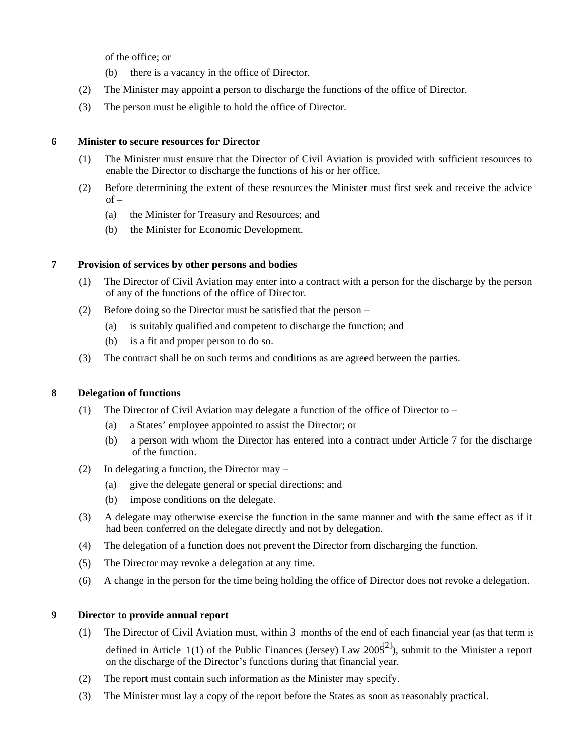of the office; or

(b) there is a vacancy in the office of Director.

(2) The Minister may appoint a person to discharge the functions of the office of Director.

(3) The person must be eligible to hold the office of Director.

**6 Minister to secure resources for Director**

(1) The Minister must ensure that the Director of Civil Aviation is provided with sufficient resources to enable the Director to discharge the functions of his or her office.

(2) Before determining the extent of these resources the Minister must first seek and receive the advice of –

(a) the Minister for Treasury and Resources; and

(b) the Minister for Economic Development.

**7 Provision of services by other persons and bodies**

(1) The Director of Civil Aviation may enter into a contract with a person for the discharge by the person of any of the functions of the office of Director.

(2) Before doing so the Director must be satisfied that the person –

(a) is suitably qualified and competent to discharge the function; and

(b) is a fit and proper person to do so.

(3) The contract shall be on such terms and conditions as are agreed between the parties.

**8 Delegation of functions**

(1) The Director of Civil Aviation may delegate a function of the office of Director to –

(a) a States' employee appointed to assist the Director; or

(b) a person with whom the Director has entered into a contract under Article 7 for the discharge of the function.

(2) In delegating a function, the Director may –

(a) give the delegate general or special directions; and

(b) impose conditions on the delegate.

(3) A delegate may otherwise exercise the function in the same manner and with the same effect as if it had been conferred on the delegate directly and not by delegation.

(4) The delegation of a function does not prevent the Director from discharging the function.

(5) The Director may revoke a delegation at any time.

(6) A change in the person for the time being holding the office of Director does not revoke a delegation.

**9 Director to provide annual report**

(1) The Director of Civil Aviation must, within 3 months of the end of each financial year (as that term is defined in Article 1(1) of the Public Finances (Jersey) Law 2005[2]), submit to the Minister a report on the discharge of the Director's functions during that financial year.

(2) The report must contain such information as the Minister may specify.

(3) The Minister must lay a copy of the report before the States as soon as reasonably practical.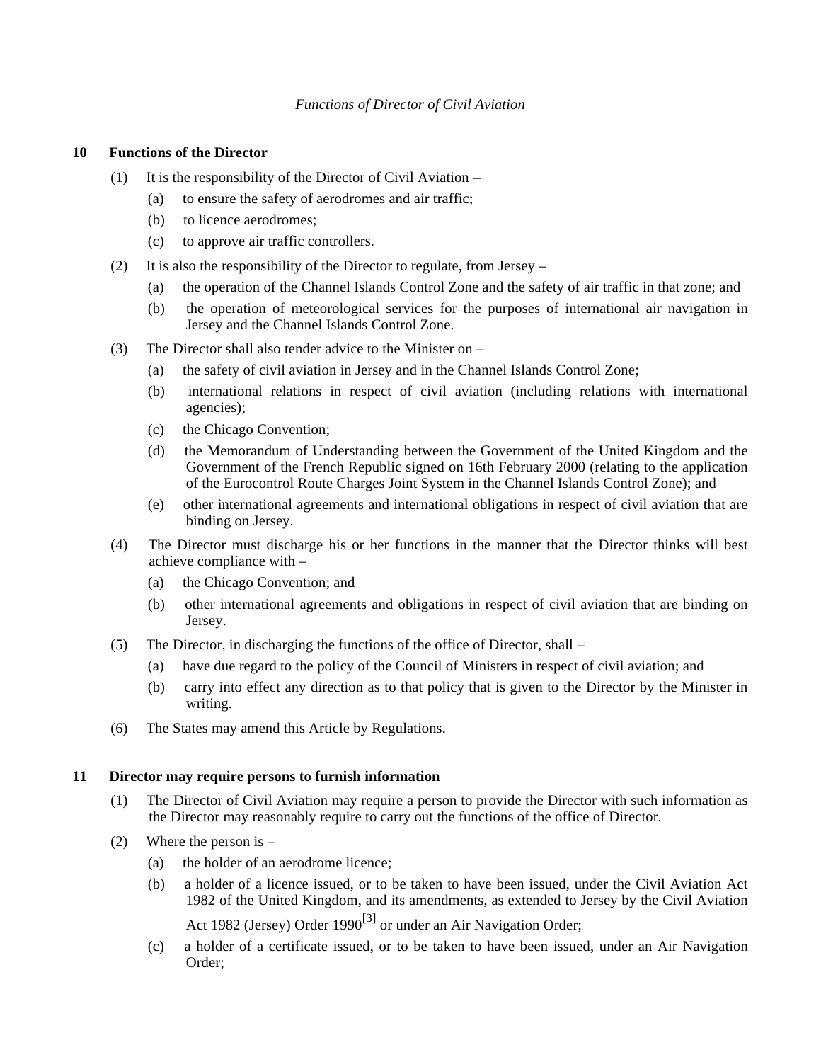*Functions of Director of Civil Aviation*

**10 Functions of the Director**

(1) It is the responsibility of the Director of Civil Aviation –

(a) to ensure the safety of aerodromes and air traffic;

(b) to licence aerodromes;

(c) to approve air traffic controllers.

(2) It is also the responsibility of the Director to regulate, from Jersey –

(a) the operation of the Channel Islands Control Zone and the safety of air traffic in that zone; and

(b) the operation of meteorological services for the purposes of international air navigation in Jersey and the Channel Islands Control Zone.

(3) The Director shall also tender advice to the Minister on –

(a) the safety of civil aviation in Jersey and in the Channel Islands Control Zone;

(b) international relations in respect of civil aviation (including relations with international agencies);

(c) the Chicago Convention;

(d) the Memorandum of Understanding between the Government of the United Kingdom and the Government of the French Republic signed on 16th February 2000 (relating to the application of the Eurocontrol Route Charges Joint System in the Channel Islands Control Zone); and

(e) other international agreements and international obligations in respect of civil aviation that are binding on Jersey.

(4) The Director must discharge his or her functions in the manner that the Director thinks will best achieve compliance with –

(a) the Chicago Convention; and

(b) other international agreements and obligations in respect of civil aviation that are binding on Jersey.

(5) The Director, in discharging the functions of the office of Director, shall –

(a) have due regard to the policy of the Council of Ministers in respect of civil aviation; and

(b) carry into effect any direction as to that policy that is given to the Director by the Minister in writing.

(6) The States may amend this Article by Regulations.

**11 Director may require persons to furnish information**

(1) The Director of Civil Aviation may require a person to provide the Director with such information as the Director may reasonably require to carry out the functions of the office of Director.

(2) Where the person is –

(a) the holder of an aerodrome licence;

(b) a holder of a licence issued, or to be taken to have been issued, under the Civil Aviation Act 1982 of the United Kingdom, and its amendments, as extended to Jersey by the Civil Aviation Act 1982 (Jersey) Order 1990[3] or under an Air Navigation Order;

(c) a holder of a certificate issued, or to be taken to have been issued, under an Air Navigation Order;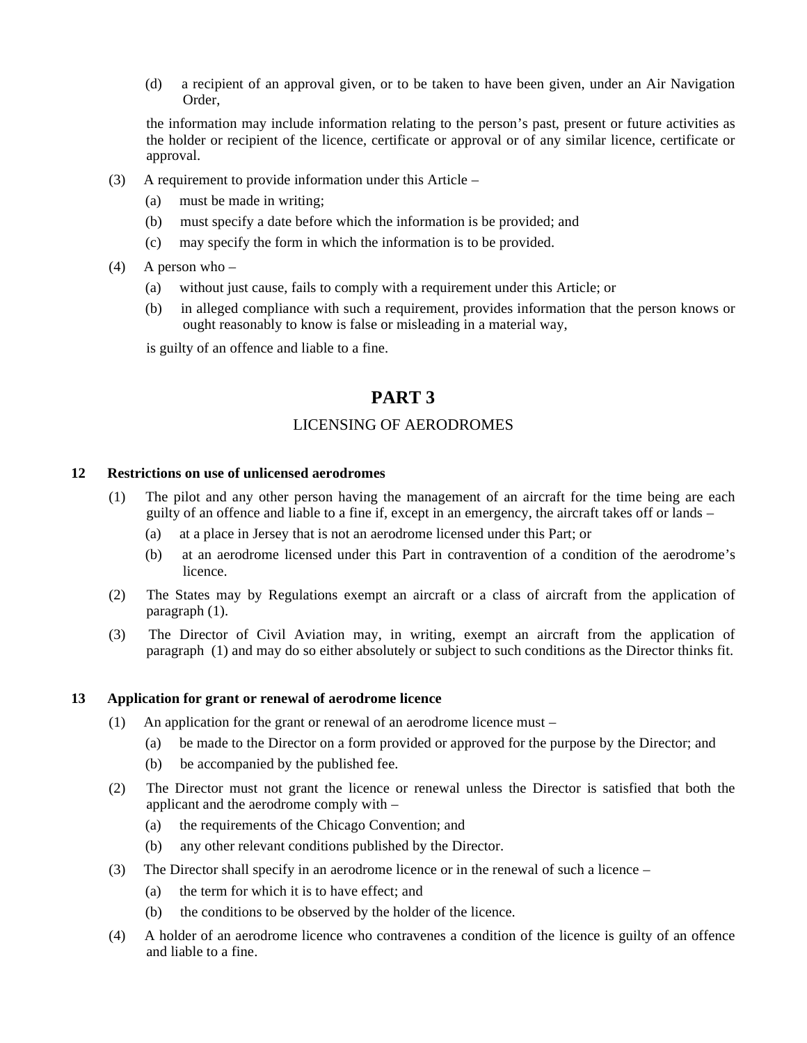(d) a recipient of an approval given, or to be taken to have been given, under an Air Navigation Order,

the information may include information relating to the person's past, present or future activities as the holder or recipient of the licence, certificate or approval or of any similar licence, certificate or approval.

(3) A requirement to provide information under this Article –

(a) must be made in writing;

(b) must specify a date before which the information is be provided; and

(c) may specify the form in which the information is to be provided.

(4) A person who –

(a) without just cause, fails to comply with a requirement under this Article; or

(b) in alleged compliance with such a requirement, provides information that the person knows or ought reasonably to know is false or misleading in a material way,

is guilty of an offence and liable to a fine.

# PART 3

## LICENSING OF AERODROMES

### 12 Restrictions on use of unlicensed aerodromes

(1) The pilot and any other person having the management of an aircraft for the time being are each guilty of an offence and liable to a fine if, except in an emergency, the aircraft takes off or lands –

(a) at a place in Jersey that is not an aerodrome licensed under this Part; or

(b) at an aerodrome licensed under this Part in contravention of a condition of the aerodrome's licence.

(2) The States may by Regulations exempt an aircraft or a class of aircraft from the application of paragraph (1).

(3) The Director of Civil Aviation may, in writing, exempt an aircraft from the application of paragraph (1) and may do so either absolutely or subject to such conditions as the Director thinks fit.

### 13 Application for grant or renewal of aerodrome licence

(1) An application for the grant or renewal of an aerodrome licence must –

(a) be made to the Director on a form provided or approved for the purpose by the Director; and

(b) be accompanied by the published fee.

(2) The Director must not grant the licence or renewal unless the Director is satisfied that both the applicant and the aerodrome comply with –

(a) the requirements of the Chicago Convention; and

(b) any other relevant conditions published by the Director.

(3) The Director shall specify in an aerodrome licence or in the renewal of such a licence –

(a) the term for which it is to have effect; and

(b) the conditions to be observed by the holder of the licence.

(4) A holder of an aerodrome licence who contravenes a condition of the licence is guilty of an offence and liable to a fine.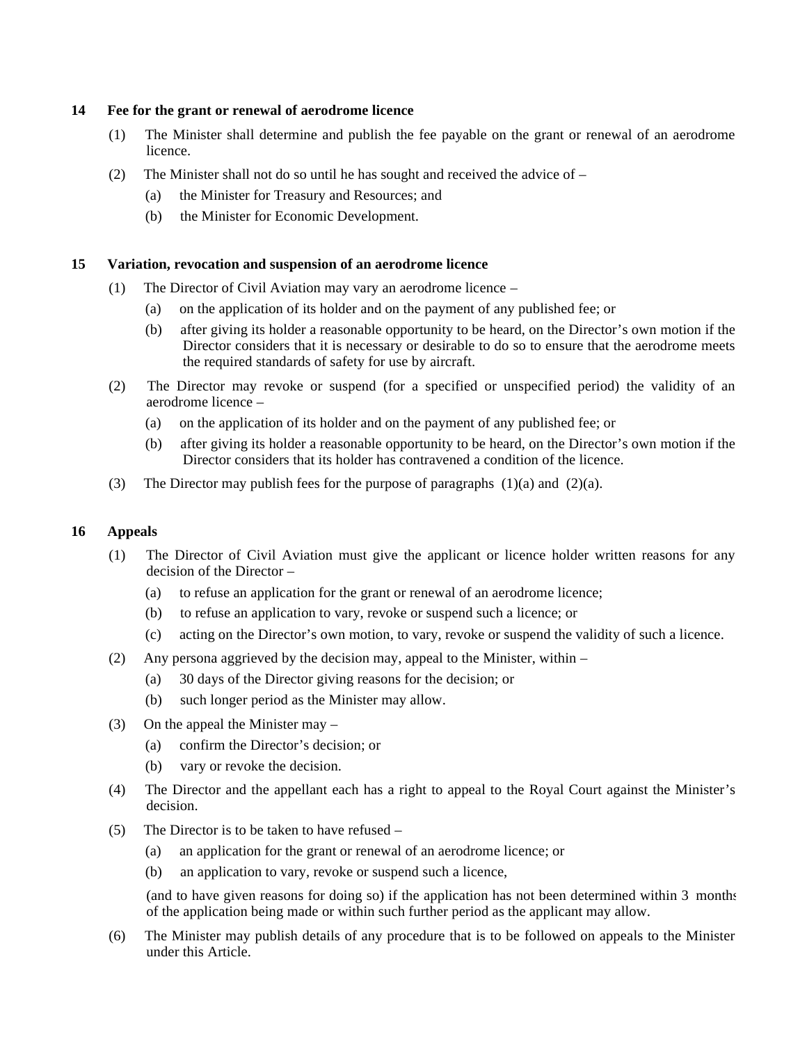### 14 Fee for the grant or renewal of aerodrome licence

(1) The Minister shall determine and publish the fee payable on the grant or renewal of an aerodrome licence.

(2) The Minister shall not do so until he has sought and received the advice of –

(a) the Minister for Treasury and Resources; and

(b) the Minister for Economic Development.

### 15 Variation, revocation and suspension of an aerodrome licence

(1) The Director of Civil Aviation may vary an aerodrome licence –

(a) on the application of its holder and on the payment of any published fee; or

(b) after giving its holder a reasonable opportunity to be heard, on the Director's own motion if the Director considers that it is necessary or desirable to do so to ensure that the aerodrome meets the required standards of safety for use by aircraft.

(2) The Director may revoke or suspend (for a specified or unspecified period) the validity of an aerodrome licence –

(a) on the application of its holder and on the payment of any published fee; or

(b) after giving its holder a reasonable opportunity to be heard, on the Director's own motion if the Director considers that its holder has contravened a condition of the licence.

(3) The Director may publish fees for the purpose of paragraphs (1)(a) and (2)(a).

### 16 Appeals

(1) The Director of Civil Aviation must give the applicant or licence holder written reasons for any decision of the Director –

(a) to refuse an application for the grant or renewal of an aerodrome licence;

(b) to refuse an application to vary, revoke or suspend such a licence; or

(c) acting on the Director's own motion, to vary, revoke or suspend the validity of such a licence.

(2) Any persona aggrieved by the decision may, appeal to the Minister, within –

(a) 30 days of the Director giving reasons for the decision; or

(b) such longer period as the Minister may allow.

(3) On the appeal the Minister may –

(a) confirm the Director's decision; or

(b) vary or revoke the decision.

(4) The Director and the appellant each has a right to appeal to the Royal Court against the Minister's decision.

(5) The Director is to be taken to have refused –

(a) an application for the grant or renewal of an aerodrome licence; or

(b) an application to vary, revoke or suspend such a licence,

(and to have given reasons for doing so) if the application has not been determined within 3 months of the application being made or within such further period as the applicant may allow.

(6) The Minister may publish details of any procedure that is to be followed on appeals to the Minister under this Article.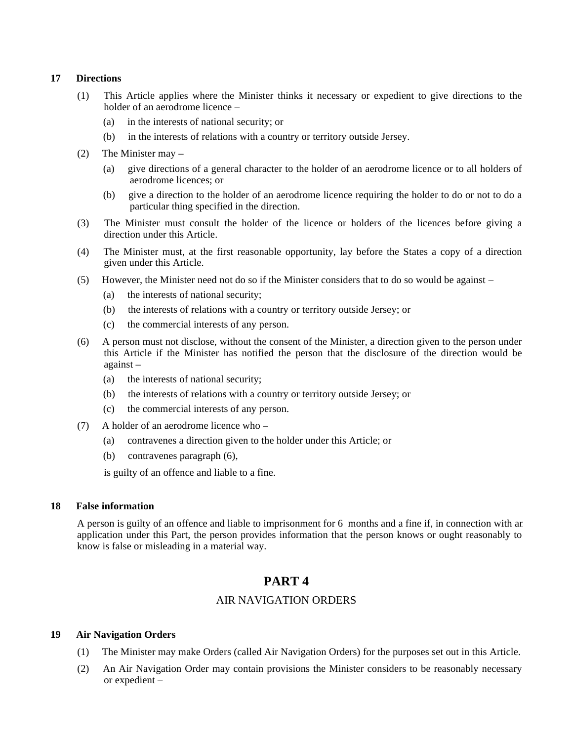### 17 Directions

(1) This Article applies where the Minister thinks it necessary or expedient to give directions to the holder of an aerodrome licence –

(a) in the interests of national security; or

(b) in the interests of relations with a country or territory outside Jersey.

(2) The Minister may –

(a) give directions of a general character to the holder of an aerodrome licence or to all holders of aerodrome licences; or

(b) give a direction to the holder of an aerodrome licence requiring the holder to do or not to do a particular thing specified in the direction.

(3) The Minister must consult the holder of the licence or holders of the licences before giving a direction under this Article.

(4) The Minister must, at the first reasonable opportunity, lay before the States a copy of a direction given under this Article.

(5) However, the Minister need not do so if the Minister considers that to do so would be against –

(a) the interests of national security;

(b) the interests of relations with a country or territory outside Jersey; or

(c) the commercial interests of any person.

(6) A person must not disclose, without the consent of the Minister, a direction given to the person under this Article if the Minister has notified the person that the disclosure of the direction would be against –

(a) the interests of national security;

(b) the interests of relations with a country or territory outside Jersey; or

(c) the commercial interests of any person.

(7) A holder of an aerodrome licence who –

(a) contravenes a direction given to the holder under this Article; or

(b) contravenes paragraph (6),

is guilty of an offence and liable to a fine.

### 18 False information

A person is guilty of an offence and liable to imprisonment for 6 months and a fine if, in connection with an application under this Part, the person provides information that the person knows or ought reasonably to know is false or misleading in a material way.

## PART 4

AIR NAVIGATION ORDERS

### 19 Air Navigation Orders

(1) The Minister may make Orders (called Air Navigation Orders) for the purposes set out in this Article.

(2) An Air Navigation Order may contain provisions the Minister considers to be reasonably necessary or expedient –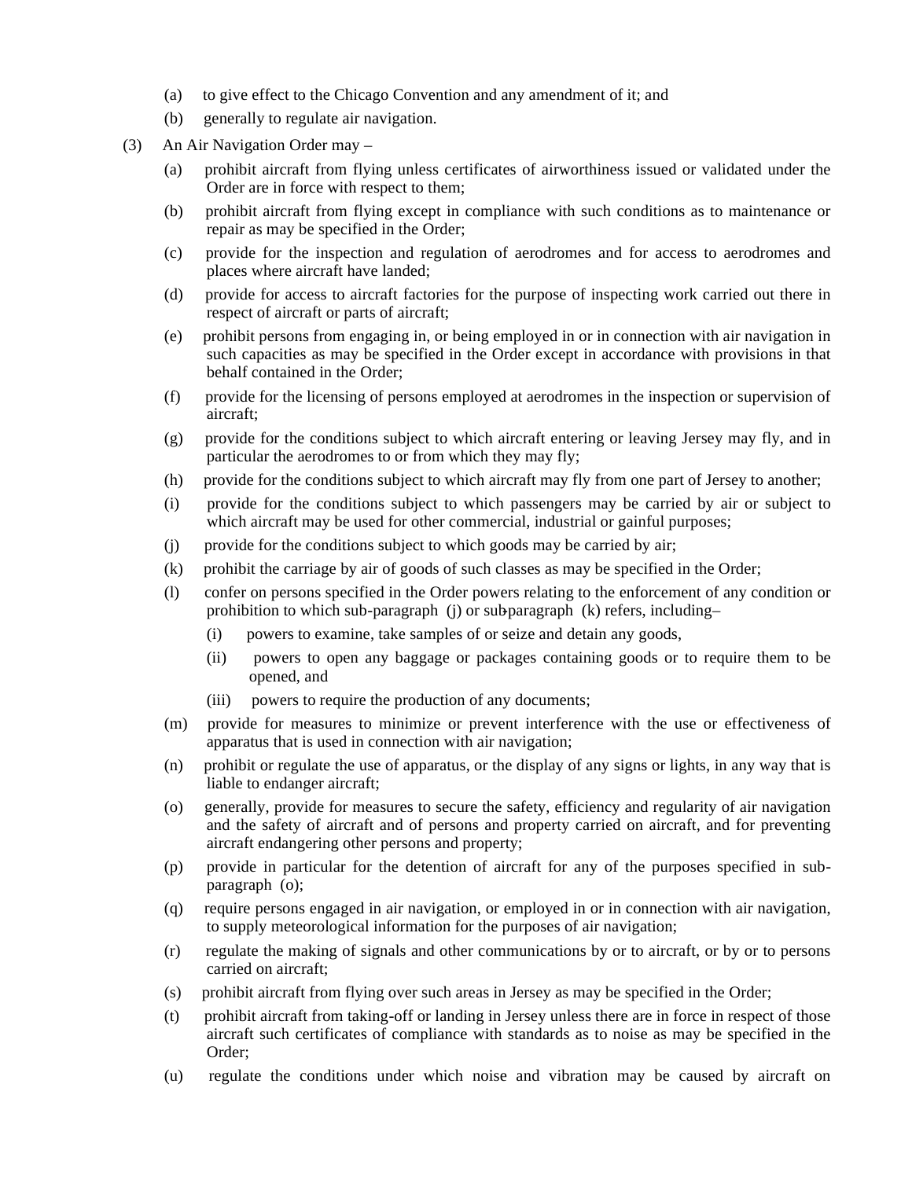(a) to give effect to the Chicago Convention and any amendment of it; and

(b) generally to regulate air navigation.

(3) An Air Navigation Order may –

(a) prohibit aircraft from flying unless certificates of airworthiness issued or validated under the Order are in force with respect to them;

(b) prohibit aircraft from flying except in compliance with such conditions as to maintenance or repair as may be specified in the Order;

(c) provide for the inspection and regulation of aerodromes and for access to aerodromes and places where aircraft have landed;

(d) provide for access to aircraft factories for the purpose of inspecting work carried out there in respect of aircraft or parts of aircraft;

(e) prohibit persons from engaging in, or being employed in or in connection with air navigation in such capacities as may be specified in the Order except in accordance with provisions in that behalf contained in the Order;

(f) provide for the licensing of persons employed at aerodromes in the inspection or supervision of aircraft;

(g) provide for the conditions subject to which aircraft entering or leaving Jersey may fly, and in particular the aerodromes to or from which they may fly;

(h) provide for the conditions subject to which aircraft may fly from one part of Jersey to another;

(i) provide for the conditions subject to which passengers may be carried by air or subject to which aircraft may be used for other commercial, industrial or gainful purposes;

(j) provide for the conditions subject to which goods may be carried by air;

(k) prohibit the carriage by air of goods of such classes as may be specified in the Order;

(l) confer on persons specified in the Order powers relating to the enforcement of any condition or prohibition to which sub-paragraph (j) or sub-paragraph (k) refers, including–

(i) powers to examine, take samples of or seize and detain any goods,

(ii) powers to open any baggage or packages containing goods or to require them to be opened, and

(iii) powers to require the production of any documents;

(m) provide for measures to minimize or prevent interference with the use or effectiveness of apparatus that is used in connection with air navigation;

(n) prohibit or regulate the use of apparatus, or the display of any signs or lights, in any way that is liable to endanger aircraft;

(o) generally, provide for measures to secure the safety, efficiency and regularity of air navigation and the safety of aircraft and of persons and property carried on aircraft, and for preventing aircraft endangering other persons and property;

(p) provide in particular for the detention of aircraft for any of the purposes specified in sub-paragraph (o);

(q) require persons engaged in air navigation, or employed in or in connection with air navigation, to supply meteorological information for the purposes of air navigation;

(r) regulate the making of signals and other communications by or to aircraft, or by or to persons carried on aircraft;

(s) prohibit aircraft from flying over such areas in Jersey as may be specified in the Order;

(t) prohibit aircraft from taking-off or landing in Jersey unless there are in force in respect of those aircraft such certificates of compliance with standards as to noise as may be specified in the Order;

(u) regulate the conditions under which noise and vibration may be caused by aircraft on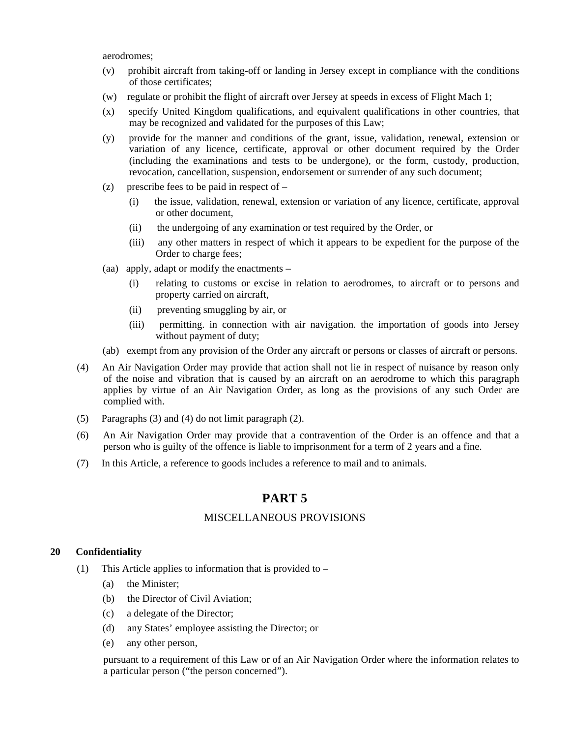aerodromes;

(v) prohibit aircraft from taking-off or landing in Jersey except in compliance with the conditions of those certificates;

(w) regulate or prohibit the flight of aircraft over Jersey at speeds in excess of Flight Mach 1;

(x) specify United Kingdom qualifications, and equivalent qualifications in other countries, that may be recognized and validated for the purposes of this Law;

(y) provide for the manner and conditions of the grant, issue, validation, renewal, extension or variation of any licence, certificate, approval or other document required by the Order (including the examinations and tests to be undergone), or the form, custody, production, revocation, cancellation, suspension, endorsement or surrender of any such document;

(z) prescribe fees to be paid in respect of –

  (i) the issue, validation, renewal, extension or variation of any licence, certificate, approval or other document,

  (ii) the undergoing of any examination or test required by the Order, or

  (iii) any other matters in respect of which it appears to be expedient for the purpose of the Order to charge fees;

(aa) apply, adapt or modify the enactments –

  (i) relating to customs or excise in relation to aerodromes, to aircraft or to persons and property carried on aircraft,

  (ii) preventing smuggling by air, or

  (iii) permitting. in connection with air navigation. the importation of goods into Jersey without payment of duty;

(ab) exempt from any provision of the Order any aircraft or persons or classes of aircraft or persons.

(4) An Air Navigation Order may provide that action shall not lie in respect of nuisance by reason only of the noise and vibration that is caused by an aircraft on an aerodrome to which this paragraph applies by virtue of an Air Navigation Order, as long as the provisions of any such Order are complied with.

(5) Paragraphs (3) and (4) do not limit paragraph (2).

(6) An Air Navigation Order may provide that a contravention of the Order is an offence and that a person who is guilty of the offence is liable to imprisonment for a term of 2 years and a fine.

(7) In this Article, a reference to goods includes a reference to mail and to animals.

# PART 5

## MISCELLANEOUS PROVISIONS

### 20 Confidentiality

(1) This Article applies to information that is provided to –

  (a) the Minister;

  (b) the Director of Civil Aviation;

  (c) a delegate of the Director;

  (d) any States' employee assisting the Director; or

  (e) any other person,

pursuant to a requirement of this Law or of an Air Navigation Order where the information relates to a particular person ("the person concerned").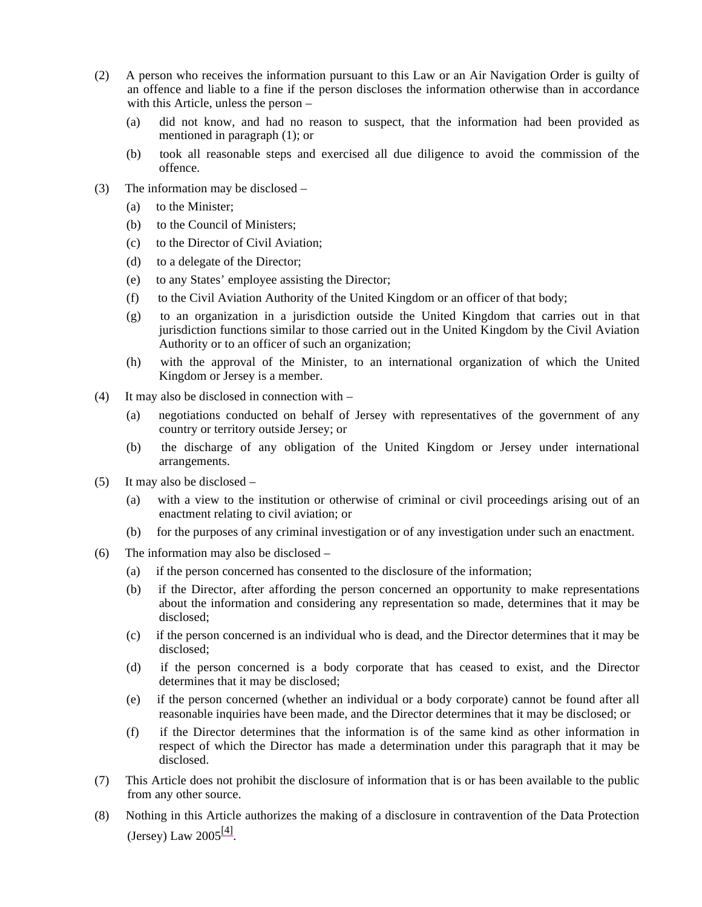(2) A person who receives the information pursuant to this Law or an Air Navigation Order is guilty of an offence and liable to a fine if the person discloses the information otherwise than in accordance with this Article, unless the person –

(a) did not know, and had no reason to suspect, that the information had been provided as mentioned in paragraph (1); or

(b) took all reasonable steps and exercised all due diligence to avoid the commission of the offence.

(3) The information may be disclosed –

(a) to the Minister;

(b) to the Council of Ministers;

(c) to the Director of Civil Aviation;

(d) to a delegate of the Director;

(e) to any States' employee assisting the Director;

(f) to the Civil Aviation Authority of the United Kingdom or an officer of that body;

(g) to an organization in a jurisdiction outside the United Kingdom that carries out in that jurisdiction functions similar to those carried out in the United Kingdom by the Civil Aviation Authority or to an officer of such an organization;

(h) with the approval of the Minister, to an international organization of which the United Kingdom or Jersey is a member.

(4) It may also be disclosed in connection with –

(a) negotiations conducted on behalf of Jersey with representatives of the government of any country or territory outside Jersey; or

(b) the discharge of any obligation of the United Kingdom or Jersey under international arrangements.

(5) It may also be disclosed –

(a) with a view to the institution or otherwise of criminal or civil proceedings arising out of an enactment relating to civil aviation; or

(b) for the purposes of any criminal investigation or of any investigation under such an enactment.

(6) The information may also be disclosed –

(a) if the person concerned has consented to the disclosure of the information;

(b) if the Director, after affording the person concerned an opportunity to make representations about the information and considering any representation so made, determines that it may be disclosed;

(c) if the person concerned is an individual who is dead, and the Director determines that it may be disclosed;

(d) if the person concerned is a body corporate that has ceased to exist, and the Director determines that it may be disclosed;

(e) if the person concerned (whether an individual or a body corporate) cannot be found after all reasonable inquiries have been made, and the Director determines that it may be disclosed; or

(f) if the Director determines that the information is of the same kind as other information in respect of which the Director has made a determination under this paragraph that it may be disclosed.

(7) This Article does not prohibit the disclosure of information that is or has been available to the public from any other source.

(8) Nothing in this Article authorizes the making of a disclosure in contravention of the Data Protection (Jersey) Law 2005[4].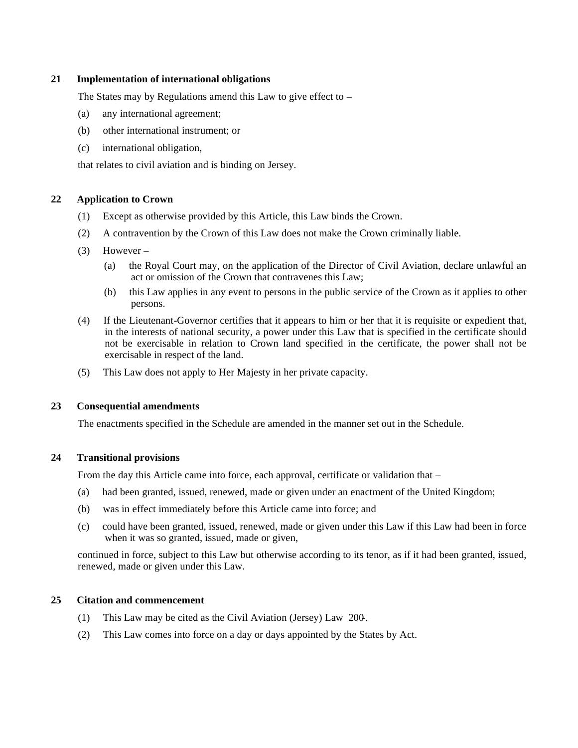## 21 Implementation of international obligations

The States may by Regulations amend this Law to give effect to –

(a) any international agreement;

(b) other international instrument; or

(c) international obligation,

that relates to civil aviation and is binding on Jersey.

## 22 Application to Crown

(1) Except as otherwise provided by this Article, this Law binds the Crown.

(2) A contravention by the Crown of this Law does not make the Crown criminally liable.

(3) However –

  (a) the Royal Court may, on the application of the Director of Civil Aviation, declare unlawful an act or omission of the Crown that contravenes this Law;

  (b) this Law applies in any event to persons in the public service of the Crown as it applies to other persons.

(4) If the Lieutenant-Governor certifies that it appears to him or her that it is requisite or expedient that, in the interests of national security, a power under this Law that is specified in the certificate should not be exercisable in relation to Crown land specified in the certificate, the power shall not be exercisable in respect of the land.

(5) This Law does not apply to Her Majesty in her private capacity.

## 23 Consequential amendments

The enactments specified in the Schedule are amended in the manner set out in the Schedule.

## 24 Transitional provisions

From the day this Article came into force, each approval, certificate or validation that –

(a) had been granted, issued, renewed, made or given under an enactment of the United Kingdom;

(b) was in effect immediately before this Article came into force; and

(c) could have been granted, issued, renewed, made or given under this Law if this Law had been in force when it was so granted, issued, made or given,

continued in force, subject to this Law but otherwise according to its tenor, as if it had been granted, issued, renewed, made or given under this Law.

## 25 Citation and commencement

(1) This Law may be cited as the Civil Aviation (Jersey) Law 200-.

(2) This Law comes into force on a day or days appointed by the States by Act.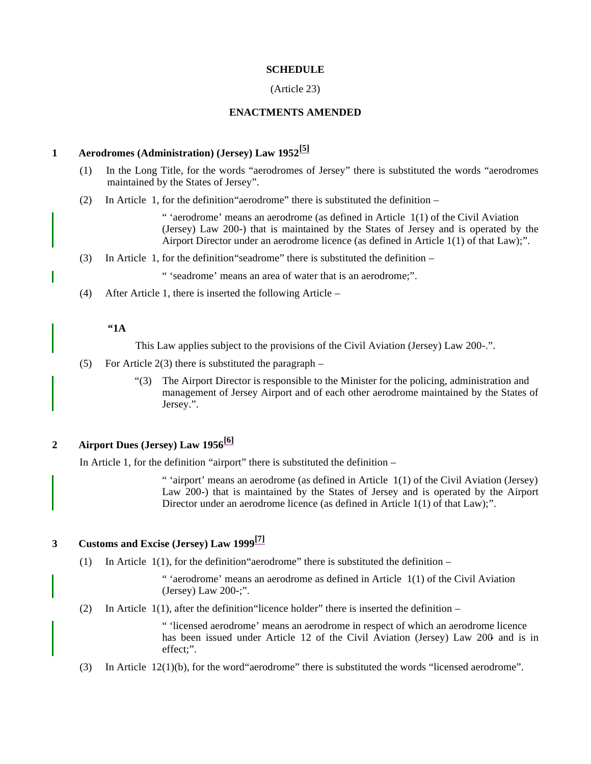## SCHEDULE

(Article 23)

## ENACTMENTS AMENDED

### 1 Aerodromes (Administration) (Jersey) Law 1952[5]

(1) In the Long Title, for the words “aerodromes of Jersey” there is substituted the words “aerodromes maintained by the States of Jersey”.

(2) In Article 1, for the definition“aerodrome” there is substituted the definition –

> “ ‘aerodrome’ means an aerodrome (as defined in Article 1(1) of the Civil Aviation (Jersey) Law 200-) that is maintained by the States of Jersey and is operated by the Airport Director under an aerodrome licence (as defined in Article 1(1) of that Law);”.

(3) In Article 1, for the definition“seadrome” there is substituted the definition –

> “ ‘seadrome’ means an area of water that is an aerodrome;”.

(4) After Article 1, there is inserted the following Article –

> **“1A**
>
> This Law applies subject to the provisions of the Civil Aviation (Jersey) Law 200-.”.

(5) For Article 2(3) there is substituted the paragraph –

> “(3) The Airport Director is responsible to the Minister for the policing, administration and management of Jersey Airport and of each other aerodrome maintained by the States of Jersey.”.

### 2 Airport Dues (Jersey) Law 1956[6]

In Article 1, for the definition “airport” there is substituted the definition –

> “ ‘airport’ means an aerodrome (as defined in Article 1(1) of the Civil Aviation (Jersey) Law 200-) that is maintained by the States of Jersey and is operated by the Airport Director under an aerodrome licence (as defined in Article 1(1) of that Law);”.

### 3 Customs and Excise (Jersey) Law 1999[7]

(1) In Article 1(1), for the definition“aerodrome” there is substituted the definition –

> “ ‘aerodrome’ means an aerodrome as defined in Article 1(1) of the Civil Aviation (Jersey) Law 200-;”.

(2) In Article 1(1), after the definition“licence holder” there is inserted the definition –

> “ ‘licensed aerodrome’ means an aerodrome in respect of which an aerodrome licence has been issued under Article 12 of the Civil Aviation (Jersey) Law 200- and is in effect;”.

(3) In Article 12(1)(b), for the word“aerodrome” there is substituted the words “licensed aerodrome”.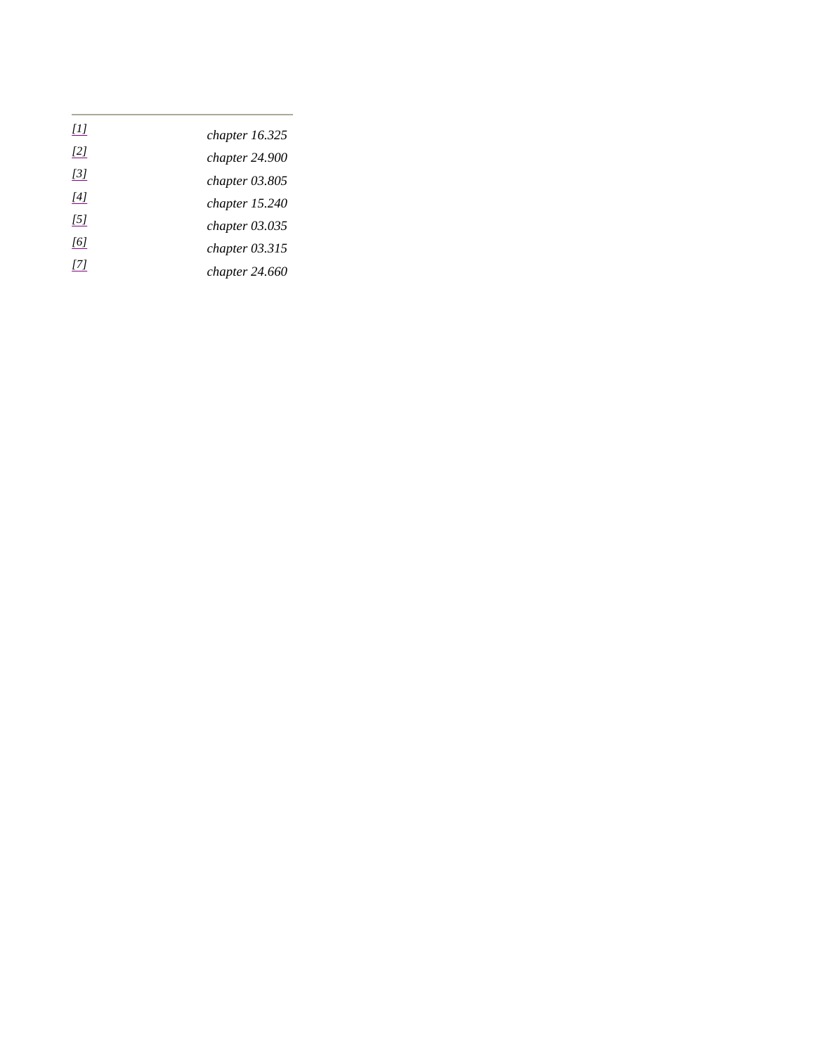---

[1] *chapter 16.325*

[2] *chapter 24.900*

[3] *chapter 03.805*

[4] *chapter 15.240*

[5] *chapter 03.035*

[6] *chapter 03.315*

[7] *chapter 24.660*